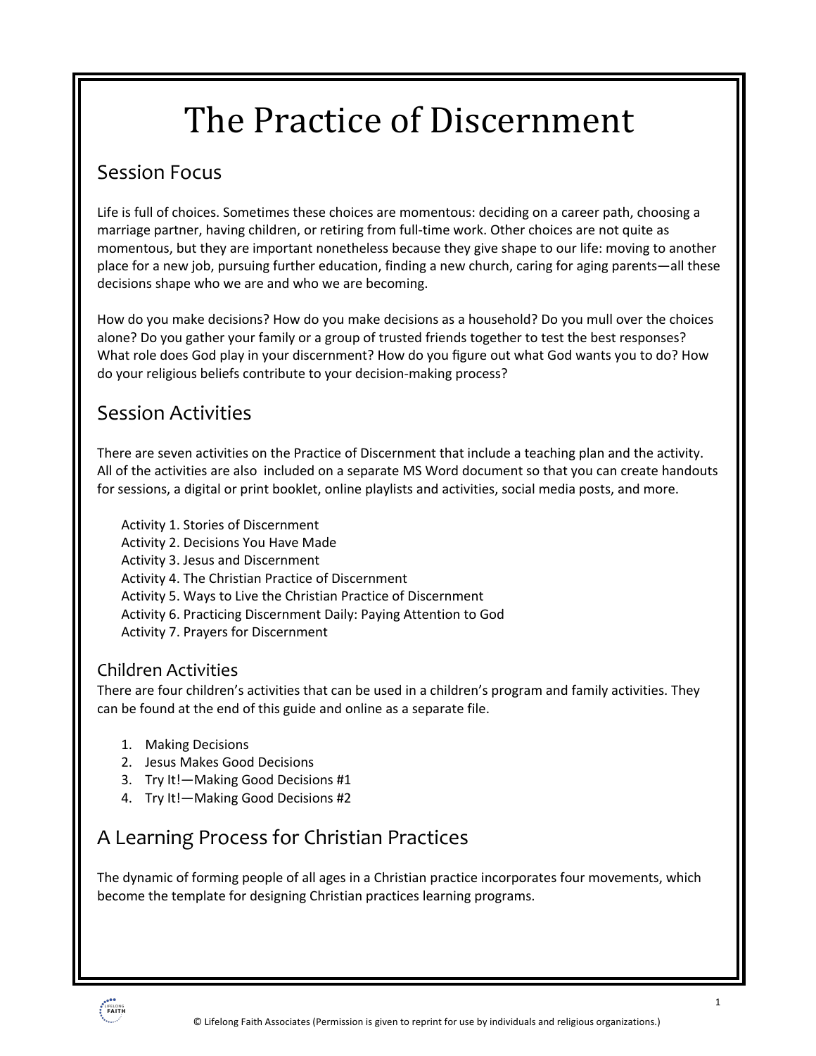# The Practice of Discernment

## Session Focus

Life is full of choices. Sometimes these choices are momentous: deciding on a career path, choosing a marriage partner, having children, or retiring from full-time work. Other choices are not quite as momentous, but they are important nonetheless because they give shape to our life: moving to another place for a new job, pursuing further education, finding a new church, caring for aging parents—all these decisions shape who we are and who we are becoming.

How do you make decisions? How do you make decisions as a household? Do you mull over the choices alone? Do you gather your family or a group of trusted friends together to test the best responses? What role does God play in your discernment? How do you figure out what God wants you to do? How do your religious beliefs contribute to your decision-making process?

## Session Activities

There are seven activities on the Practice of Discernment that include a teaching plan and the activity. All of the activities are also included on a separate MS Word document so that you can create handouts for sessions, a digital or print booklet, online playlists and activities, social media posts, and more.

Activity 1. Stories of Discernment
Activity 2. Decisions You Have Made
Activity 3. Jesus and Discernment
Activity 4. The Christian Practice of Discernment
Activity 5. Ways to Live the Christian Practice of Discernment
Activity 6. Practicing Discernment Daily: Paying Attention to God
Activity 7. Prayers for Discernment

### Children Activities

There are four children's activities that can be used in a children's program and family activities. They can be found at the end of this guide and online as a separate file.

1. Making Decisions
2. Jesus Makes Good Decisions
3. Try It!—Making Good Decisions #1
4. Try It!—Making Good Decisions #2

## A Learning Process for Christian Practices

The dynamic of forming people of all ages in a Christian practice incorporates four movements, which become the template for designing Christian practices learning programs.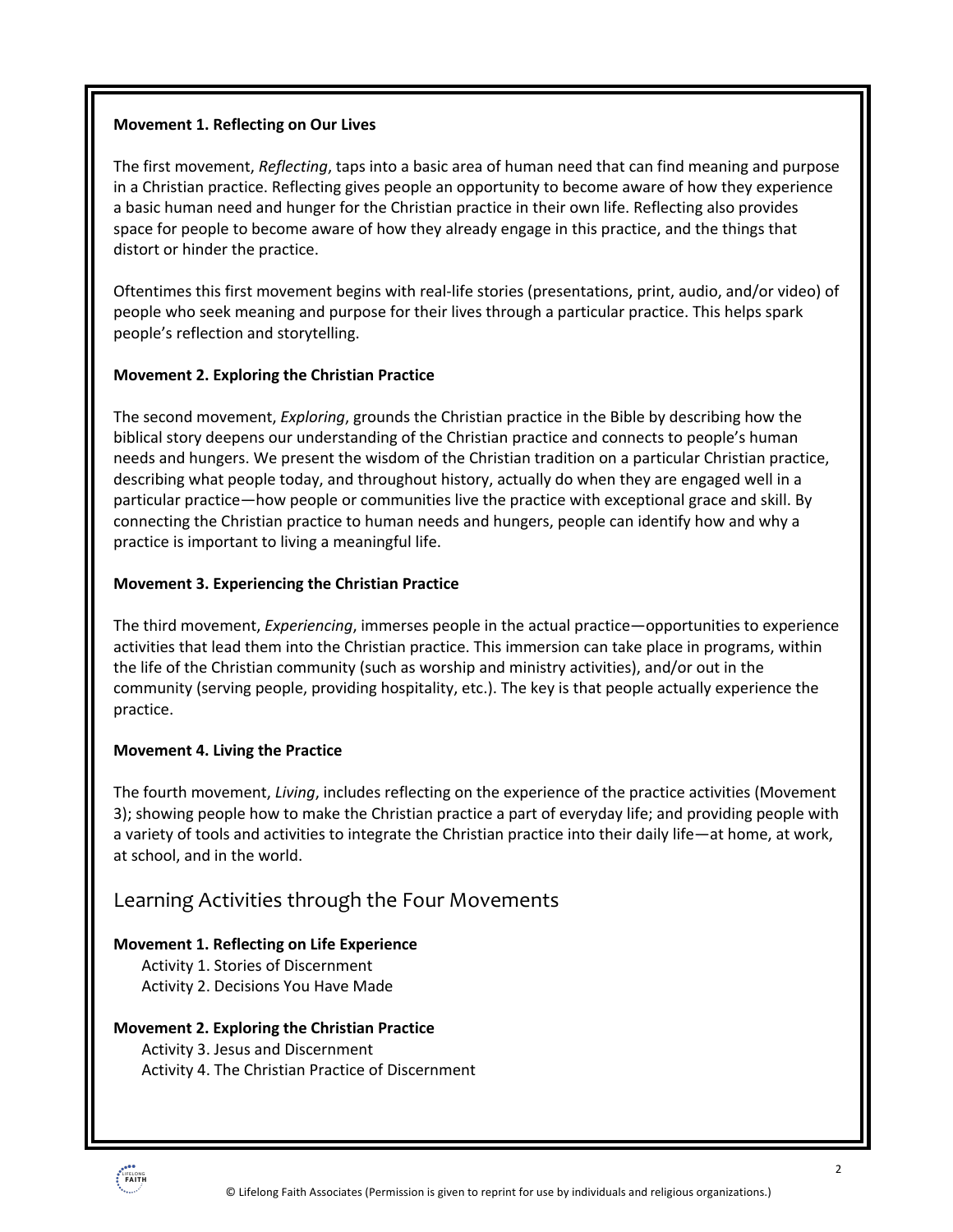**Movement 1. Reflecting on Our Lives**

The first movement, *Reflecting*, taps into a basic area of human need that can find meaning and purpose in a Christian practice. Reflecting gives people an opportunity to become aware of how they experience a basic human need and hunger for the Christian practice in their own life. Reflecting also provides space for people to become aware of how they already engage in this practice, and the things that distort or hinder the practice.

Oftentimes this first movement begins with real-life stories (presentations, print, audio, and/or video) of people who seek meaning and purpose for their lives through a particular practice. This helps spark people's reflection and storytelling.

**Movement 2. Exploring the Christian Practice**

The second movement, *Exploring*, grounds the Christian practice in the Bible by describing how the biblical story deepens our understanding of the Christian practice and connects to people's human needs and hungers. We present the wisdom of the Christian tradition on a particular Christian practice, describing what people today, and throughout history, actually do when they are engaged well in a particular practice—how people or communities live the practice with exceptional grace and skill. By connecting the Christian practice to human needs and hungers, people can identify how and why a practice is important to living a meaningful life.

**Movement 3. Experiencing the Christian Practice**

The third movement, *Experiencing*, immerses people in the actual practice—opportunities to experience activities that lead them into the Christian practice. This immersion can take place in programs, within the life of the Christian community (such as worship and ministry activities), and/or out in the community (serving people, providing hospitality, etc.). The key is that people actually experience the practice.

**Movement 4. Living the Practice**

The fourth movement, *Living*, includes reflecting on the experience of the practice activities (Movement 3); showing people how to make the Christian practice a part of everyday life; and providing people with a variety of tools and activities to integrate the Christian practice into their daily life—at home, at work, at school, and in the world.

## Learning Activities through the Four Movements

**Movement 1. Reflecting on Life Experience**

- Activity 1. Stories of Discernment
- Activity 2. Decisions You Have Made

**Movement 2. Exploring the Christian Practice**

- Activity 3. Jesus and Discernment
- Activity 4. The Christian Practice of Discernment

© Lifelong Faith Associates (Permission is given to reprint for use by individuals and religious organizations.)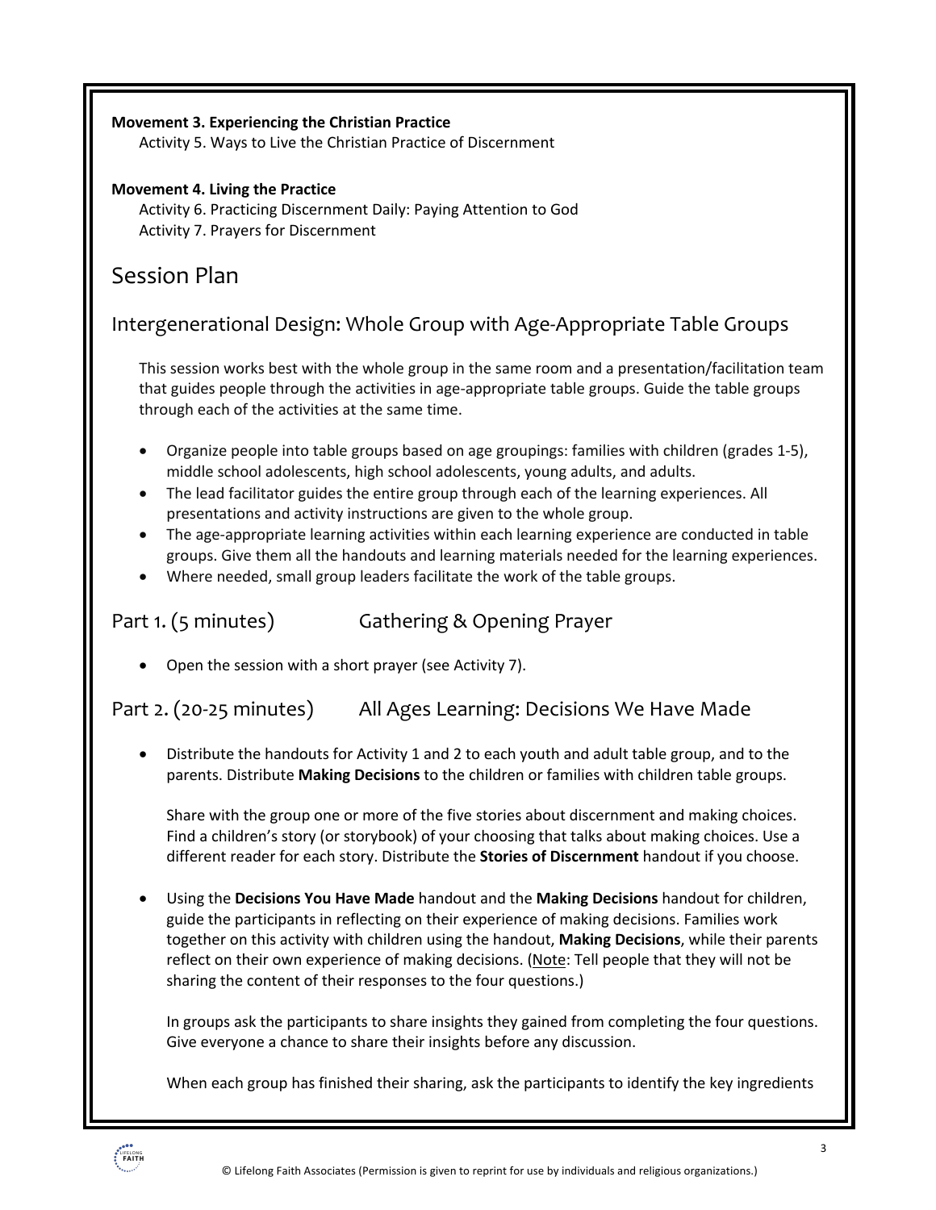**Movement 3. Experiencing the Christian Practice**

Activity 5. Ways to Live the Christian Practice of Discernment

**Movement 4. Living the Practice**

Activity 6. Practicing Discernment Daily: Paying Attention to God
Activity 7. Prayers for Discernment

# Session Plan

## Intergenerational Design: Whole Group with Age-Appropriate Table Groups

This session works best with the whole group in the same room and a presentation/facilitation team that guides people through the activities in age-appropriate table groups. Guide the table groups through each of the activities at the same time.

- Organize people into table groups based on age groupings: families with children (grades 1-5), middle school adolescents, high school adolescents, young adults, and adults.
- The lead facilitator guides the entire group through each of the learning experiences. All presentations and activity instructions are given to the whole group.
- The age-appropriate learning activities within each learning experience are conducted in table groups. Give them all the handouts and learning materials needed for the learning experiences.
- Where needed, small group leaders facilitate the work of the table groups.

## Part 1. (5 minutes) Gathering & Opening Prayer

- Open the session with a short prayer (see Activity 7).

## Part 2. (20-25 minutes) All Ages Learning: Decisions We Have Made

- Distribute the handouts for Activity 1 and 2 to each youth and adult table group, and to the parents. Distribute **Making Decisions** to the children or families with children table groups.

  Share with the group one or more of the five stories about discernment and making choices. Find a children's story (or storybook) of your choosing that talks about making choices. Use a different reader for each story. Distribute the **Stories of Discernment** handout if you choose.

- Using the **Decisions You Have Made** handout and the **Making Decisions** handout for children, guide the participants in reflecting on their experience of making decisions. Families work together on this activity with children using the handout, **Making Decisions**, while their parents reflect on their own experience of making decisions. (Note: Tell people that they will not be sharing the content of their responses to the four questions.)

  In groups ask the participants to share insights they gained from completing the four questions. Give everyone a chance to share their insights before any discussion.

  When each group has finished their sharing, ask the participants to identify the key ingredients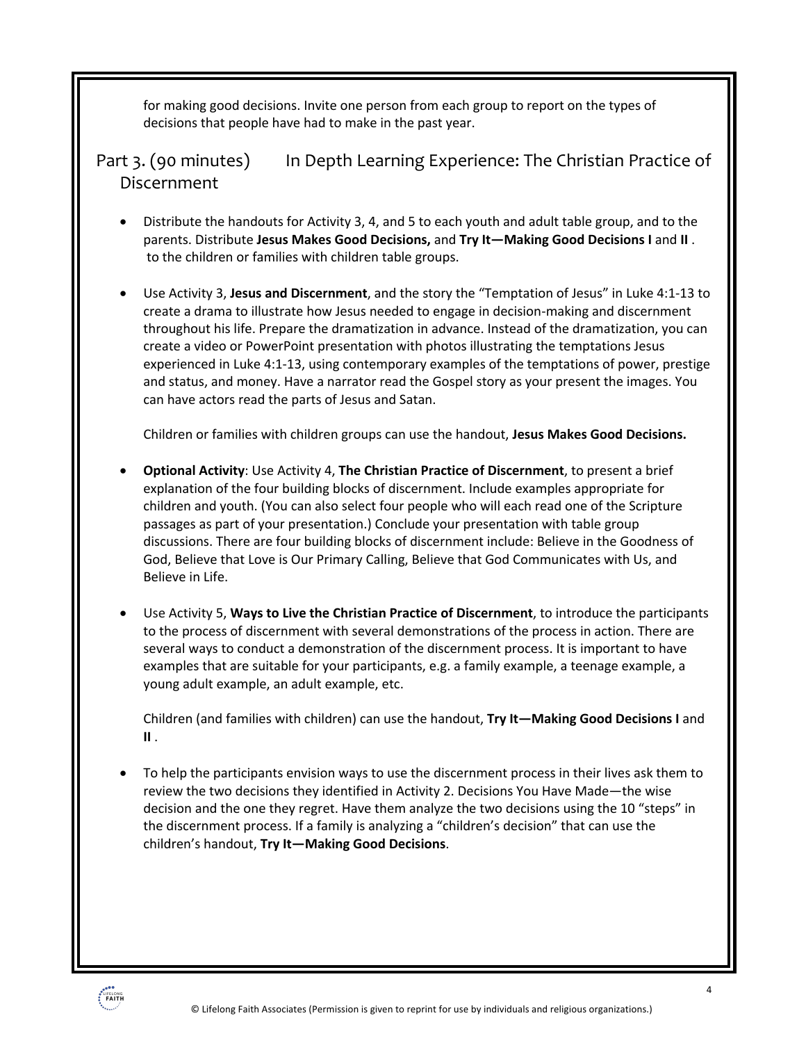for making good decisions. Invite one person from each group to report on the types of decisions that people have had to make in the past year.

## Part 3. (90 minutes) In Depth Learning Experience: The Christian Practice of Discernment

- Distribute the handouts for Activity 3, 4, and 5 to each youth and adult table group, and to the parents. Distribute **Jesus Makes Good Decisions,** and **Try It—Making Good Decisions I** and **II** . to the children or families with children table groups.

- Use Activity 3, **Jesus and Discernment**, and the story the "Temptation of Jesus" in Luke 4:1-13 to create a drama to illustrate how Jesus needed to engage in decision-making and discernment throughout his life. Prepare the dramatization in advance. Instead of the dramatization, you can create a video or PowerPoint presentation with photos illustrating the temptations Jesus experienced in Luke 4:1-13, using contemporary examples of the temptations of power, prestige and status, and money. Have a narrator read the Gospel story as your present the images. You can have actors read the parts of Jesus and Satan.

  Children or families with children groups can use the handout, **Jesus Makes Good Decisions.**

- **Optional Activity**: Use Activity 4, **The Christian Practice of Discernment**, to present a brief explanation of the four building blocks of discernment. Include examples appropriate for children and youth. (You can also select four people who will each read one of the Scripture passages as part of your presentation.) Conclude your presentation with table group discussions. There are four building blocks of discernment include: Believe in the Goodness of God, Believe that Love is Our Primary Calling, Believe that God Communicates with Us, and Believe in Life.

- Use Activity 5, **Ways to Live the Christian Practice of Discernment**, to introduce the participants to the process of discernment with several demonstrations of the process in action. There are several ways to conduct a demonstration of the discernment process. It is important to have examples that are suitable for your participants, e.g. a family example, a teenage example, a young adult example, an adult example, etc.

  Children (and families with children) can use the handout, **Try It—Making Good Decisions I** and **II** .

- To help the participants envision ways to use the discernment process in their lives ask them to review the two decisions they identified in Activity 2. Decisions You Have Made—the wise decision and the one they regret. Have them analyze the two decisions using the 10 "steps" in the discernment process. If a family is analyzing a "children's decision" that can use the children's handout, **Try It—Making Good Decisions**.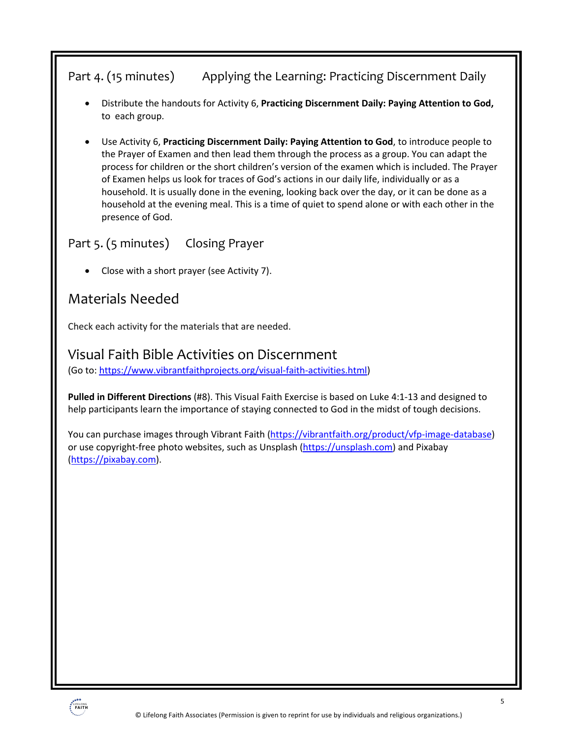## Part 4. (15 minutes) Applying the Learning: Practicing Discernment Daily

- Distribute the handouts for Activity 6, **Practicing Discernment Daily: Paying Attention to God,** to each group.
- Use Activity 6, **Practicing Discernment Daily: Paying Attention to God**, to introduce people to the Prayer of Examen and then lead them through the process as a group. You can adapt the process for children or the short children's version of the examen which is included. The Prayer of Examen helps us look for traces of God's actions in our daily life, individually or as a household. It is usually done in the evening, looking back over the day, or it can be done as a household at the evening meal. This is a time of quiet to spend alone or with each other in the presence of God.

## Part 5. (5 minutes) Closing Prayer

- Close with a short prayer (see Activity 7).

## Materials Needed

Check each activity for the materials that are needed.

## Visual Faith Bible Activities on Discernment

(Go to: https://www.vibrantfaithprojects.org/visual-faith-activities.html)

**Pulled in Different Directions** (#8). This Visual Faith Exercise is based on Luke 4:1-13 and designed to help participants learn the importance of staying connected to God in the midst of tough decisions.

You can purchase images through Vibrant Faith (https://vibrantfaith.org/product/vfp-image-database) or use copyright-free photo websites, such as Unsplash (https://unsplash.com) and Pixabay (https://pixabay.com).

© Lifelong Faith Associates (Permission is given to reprint for use by individuals and religious organizations.)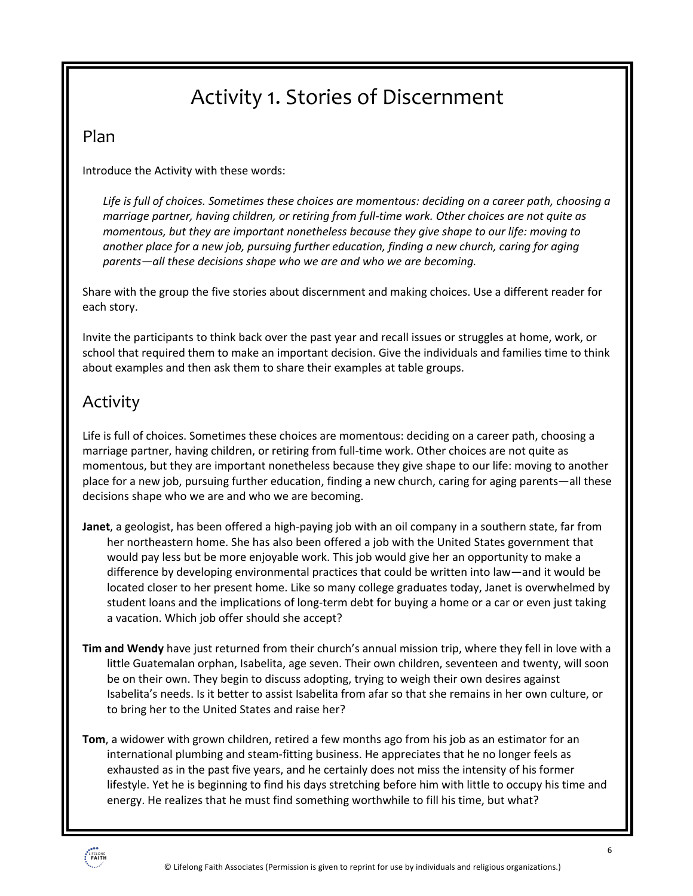# Activity 1. Stories of Discernment

## Plan

Introduce the Activity with these words:

> *Life is full of choices. Sometimes these choices are momentous: deciding on a career path, choosing a marriage partner, having children, or retiring from full-time work. Other choices are not quite as momentous, but they are important nonetheless because they give shape to our life: moving to another place for a new job, pursuing further education, finding a new church, caring for aging parents—all these decisions shape who we are and who we are becoming.*

Share with the group the five stories about discernment and making choices. Use a different reader for each story.

Invite the participants to think back over the past year and recall issues or struggles at home, work, or school that required them to make an important decision. Give the individuals and families time to think about examples and then ask them to share their examples at table groups.

## Activity

Life is full of choices. Sometimes these choices are momentous: deciding on a career path, choosing a marriage partner, having children, or retiring from full-time work. Other choices are not quite as momentous, but they are important nonetheless because they give shape to our life: moving to another place for a new job, pursuing further education, finding a new church, caring for aging parents—all these decisions shape who we are and who we are becoming.

**Janet**, a geologist, has been offered a high-paying job with an oil company in a southern state, far from her northeastern home. She has also been offered a job with the United States government that would pay less but be more enjoyable work. This job would give her an opportunity to make a difference by developing environmental practices that could be written into law—and it would be located closer to her present home. Like so many college graduates today, Janet is overwhelmed by student loans and the implications of long-term debt for buying a home or a car or even just taking a vacation. Which job offer should she accept?

**Tim and Wendy** have just returned from their church's annual mission trip, where they fell in love with a little Guatemalan orphan, Isabelita, age seven. Their own children, seventeen and twenty, will soon be on their own. They begin to discuss adopting, trying to weigh their own desires against Isabelita's needs. Is it better to assist Isabelita from afar so that she remains in her own culture, or to bring her to the United States and raise her?

**Tom**, a widower with grown children, retired a few months ago from his job as an estimator for an international plumbing and steam-fitting business. He appreciates that he no longer feels as exhausted as in the past five years, and he certainly does not miss the intensity of his former lifestyle. Yet he is beginning to find his days stretching before him with little to occupy his time and energy. He realizes that he must find something worthwhile to fill his time, but what?

© Lifelong Faith Associates (Permission is given to reprint for use by individuals and religious organizations.)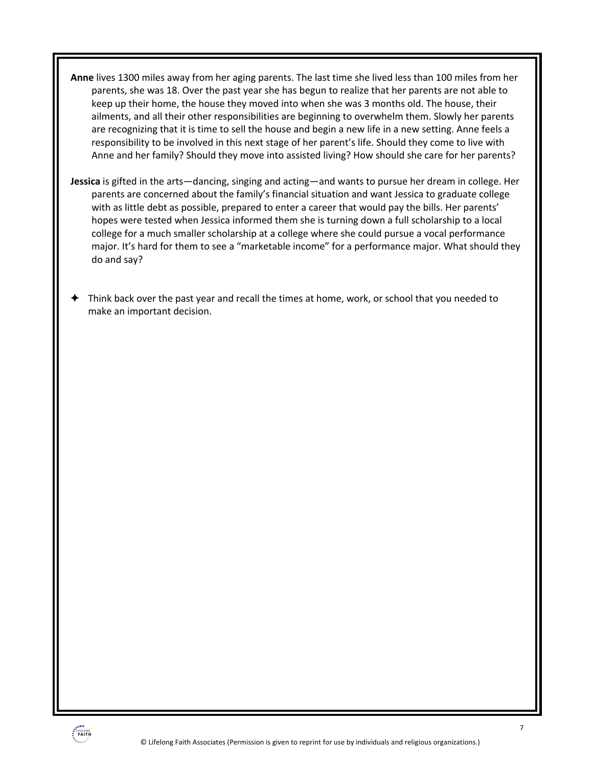**Anne** lives 1300 miles away from her aging parents. The last time she lived less than 100 miles from her parents, she was 18. Over the past year she has begun to realize that her parents are not able to keep up their home, the house they moved into when she was 3 months old. The house, their ailments, and all their other responsibilities are beginning to overwhelm them. Slowly her parents are recognizing that it is time to sell the house and begin a new life in a new setting. Anne feels a responsibility to be involved in this next stage of her parent's life. Should they come to live with Anne and her family? Should they move into assisted living? How should she care for her parents?

**Jessica** is gifted in the arts—dancing, singing and acting—and wants to pursue her dream in college. Her parents are concerned about the family's financial situation and want Jessica to graduate college with as little debt as possible, prepared to enter a career that would pay the bills. Her parents' hopes were tested when Jessica informed them she is turning down a full scholarship to a local college for a much smaller scholarship at a college where she could pursue a vocal performance major. It's hard for them to see a "marketable income" for a performance major. What should they do and say?

✦ Think back over the past year and recall the times at home, work, or school that you needed to make an important decision.

© Lifelong Faith Associates (Permission is given to reprint for use by individuals and religious organizations.)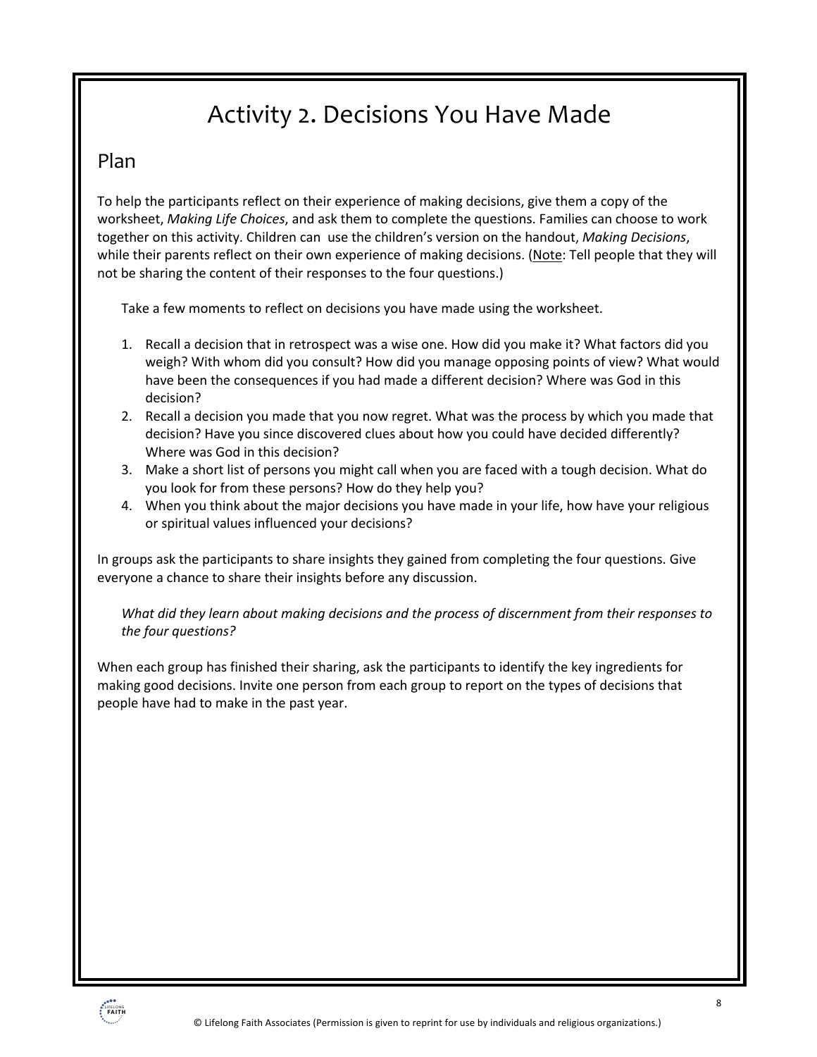# Activity 2. Decisions You Have Made

## Plan

To help the participants reflect on their experience of making decisions, give them a copy of the worksheet, *Making Life Choices*, and ask them to complete the questions. Families can choose to work together on this activity. Children can use the children's version on the handout, *Making Decisions*, while their parents reflect on their own experience of making decisions. (Note: Tell people that they will not be sharing the content of their responses to the four questions.)

Take a few moments to reflect on decisions you have made using the worksheet.

1. Recall a decision that in retrospect was a wise one. How did you make it? What factors did you weigh? With whom did you consult? How did you manage opposing points of view? What would have been the consequences if you had made a different decision? Where was God in this decision?
2. Recall a decision you made that you now regret. What was the process by which you made that decision? Have you since discovered clues about how you could have decided differently? Where was God in this decision?
3. Make a short list of persons you might call when you are faced with a tough decision. What do you look for from these persons? How do they help you?
4. When you think about the major decisions you have made in your life, how have your religious or spiritual values influenced your decisions?

In groups ask the participants to share insights they gained from completing the four questions. Give everyone a chance to share their insights before any discussion.

*What did they learn about making decisions and the process of discernment from their responses to the four questions?*

When each group has finished their sharing, ask the participants to identify the key ingredients for making good decisions. Invite one person from each group to report on the types of decisions that people have had to make in the past year.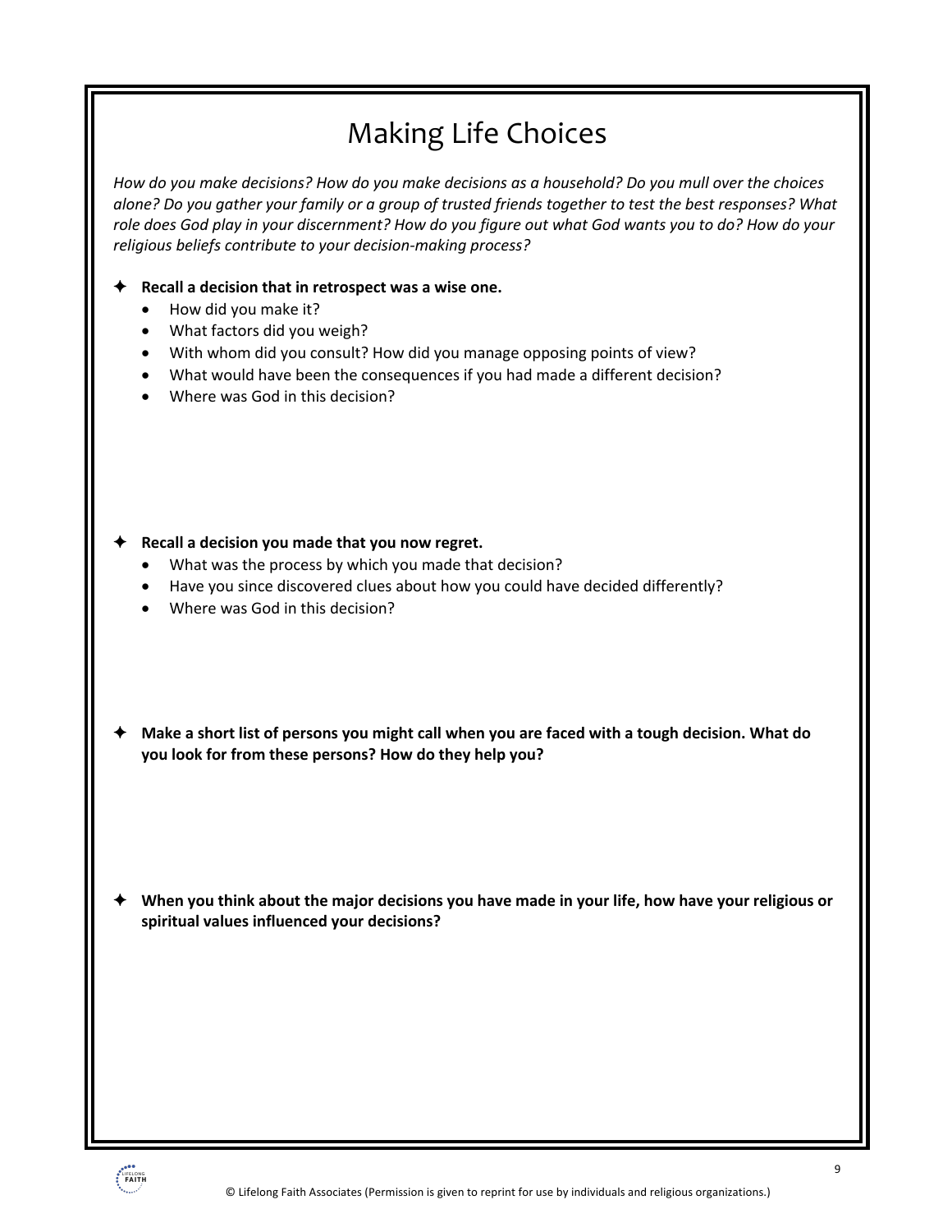# Making Life Choices

*How do you make decisions? How do you make decisions as a household? Do you mull over the choices alone? Do you gather your family or a group of trusted friends together to test the best responses? What role does God play in your discernment? How do you figure out what God wants you to do? How do your religious beliefs contribute to your decision-making process?*

✦ **Recall a decision that in retrospect was a wise one.**
- How did you make it?
- What factors did you weigh?
- With whom did you consult? How did you manage opposing points of view?
- What would have been the consequences if you had made a different decision?
- Where was God in this decision?

✦ **Recall a decision you made that you now regret.**
- What was the process by which you made that decision?
- Have you since discovered clues about how you could have decided differently?
- Where was God in this decision?

✦ **Make a short list of persons you might call when you are faced with a tough decision. What do you look for from these persons? How do they help you?**

✦ **When you think about the major decisions you have made in your life, how have your religious or spiritual values influenced your decisions?**

© Lifelong Faith Associates (Permission is given to reprint for use by individuals and religious organizations.)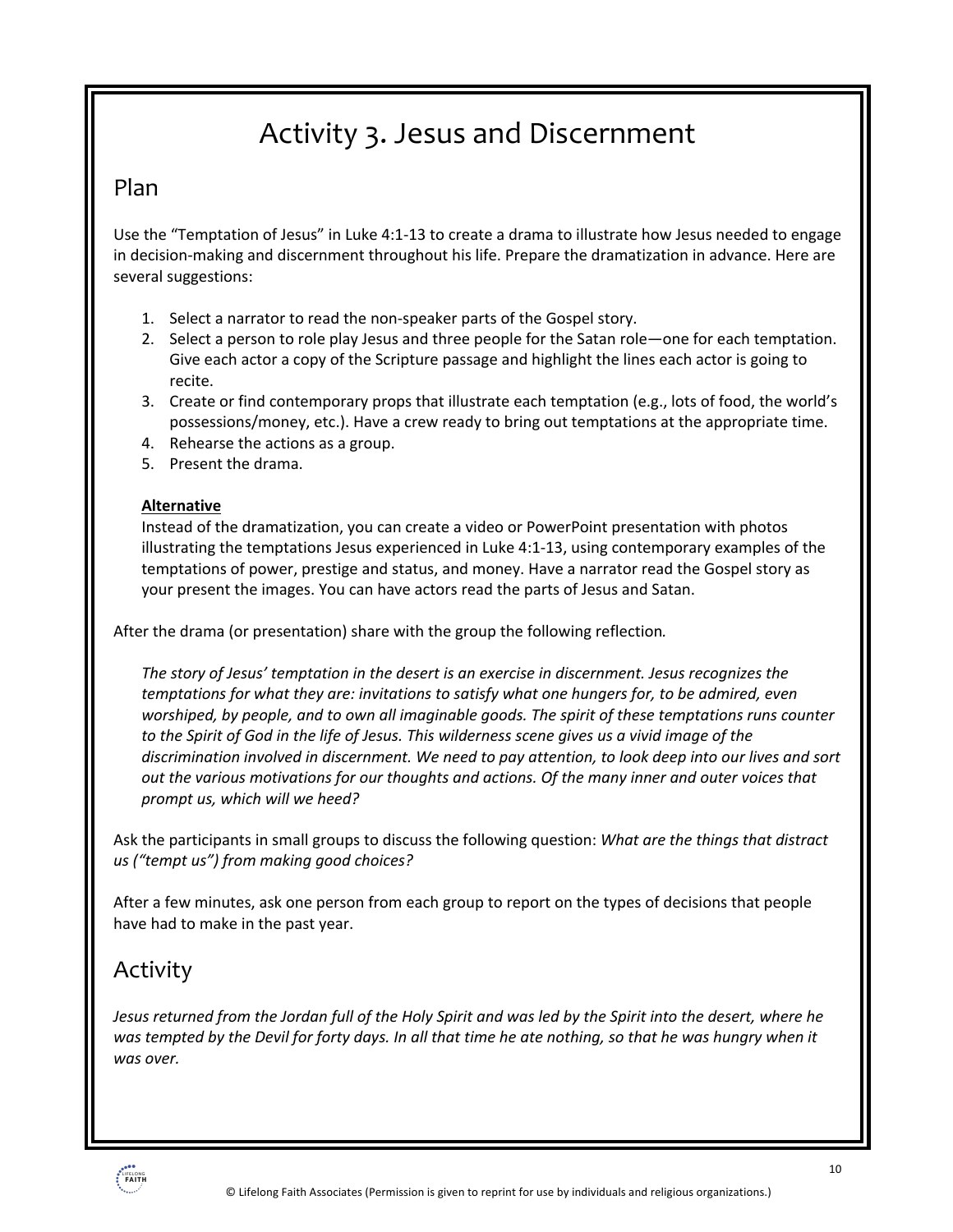# Activity 3. Jesus and Discernment

## Plan

Use the "Temptation of Jesus" in Luke 4:1-13 to create a drama to illustrate how Jesus needed to engage in decision-making and discernment throughout his life. Prepare the dramatization in advance. Here are several suggestions:

1. Select a narrator to read the non-speaker parts of the Gospel story.
2. Select a person to role play Jesus and three people for the Satan role—one for each temptation. Give each actor a copy of the Scripture passage and highlight the lines each actor is going to recite.
3. Create or find contemporary props that illustrate each temptation (e.g., lots of food, the world's possessions/money, etc.). Have a crew ready to bring out temptations at the appropriate time.
4. Rehearse the actions as a group.
5. Present the drama.

**Alternative**

Instead of the dramatization, you can create a video or PowerPoint presentation with photos illustrating the temptations Jesus experienced in Luke 4:1-13, using contemporary examples of the temptations of power, prestige and status, and money. Have a narrator read the Gospel story as your present the images. You can have actors read the parts of Jesus and Satan.

After the drama (or presentation) share with the group the following reflection.

*The story of Jesus' temptation in the desert is an exercise in discernment. Jesus recognizes the temptations for what they are: invitations to satisfy what one hungers for, to be admired, even worshiped, by people, and to own all imaginable goods. The spirit of these temptations runs counter to the Spirit of God in the life of Jesus. This wilderness scene gives us a vivid image of the discrimination involved in discernment. We need to pay attention, to look deep into our lives and sort out the various motivations for our thoughts and actions. Of the many inner and outer voices that prompt us, which will we heed?*

Ask the participants in small groups to discuss the following question: *What are the things that distract us ("tempt us") from making good choices?*

After a few minutes, ask one person from each group to report on the types of decisions that people have had to make in the past year.

## Activity

*Jesus returned from the Jordan full of the Holy Spirit and was led by the Spirit into the desert, where he was tempted by the Devil for forty days. In all that time he ate nothing, so that he was hungry when it was over.*

© Lifelong Faith Associates (Permission is given to reprint for use by individuals and religious organizations.)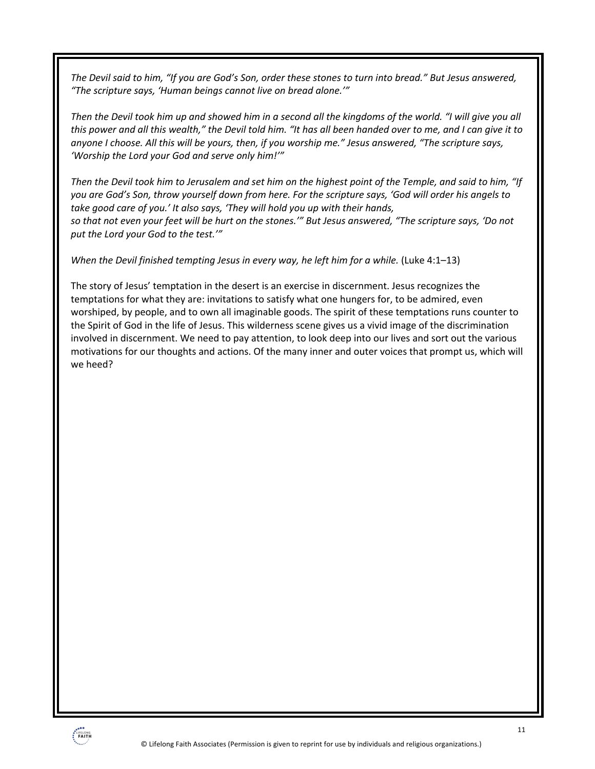*The Devil said to him, "If you are God's Son, order these stones to turn into bread." But Jesus answered, "The scripture says, 'Human beings cannot live on bread alone.'"*

*Then the Devil took him up and showed him in a second all the kingdoms of the world. "I will give you all this power and all this wealth," the Devil told him. "It has all been handed over to me, and I can give it to anyone I choose. All this will be yours, then, if you worship me." Jesus answered, "The scripture says, 'Worship the Lord your God and serve only him!'"*

*Then the Devil took him to Jerusalem and set him on the highest point of the Temple, and said to him, "If you are God's Son, throw yourself down from here. For the scripture says, 'God will order his angels to take good care of you.' It also says, 'They will hold you up with their hands, so that not even your feet will be hurt on the stones.'" But Jesus answered, "The scripture says, 'Do not put the Lord your God to the test.'"*

*When the Devil finished tempting Jesus in every way, he left him for a while.* (Luke 4:1–13)

The story of Jesus' temptation in the desert is an exercise in discernment. Jesus recognizes the temptations for what they are: invitations to satisfy what one hungers for, to be admired, even worshiped, by people, and to own all imaginable goods. The spirit of these temptations runs counter to the Spirit of God in the life of Jesus. This wilderness scene gives us a vivid image of the discrimination involved in discernment. We need to pay attention, to look deep into our lives and sort out the various motivations for our thoughts and actions. Of the many inner and outer voices that prompt us, which will we heed?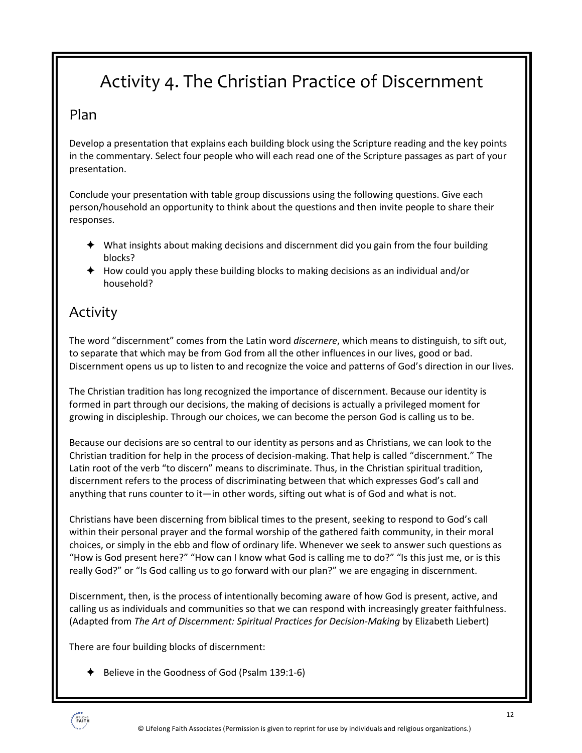# Activity 4. The Christian Practice of Discernment

## Plan

Develop a presentation that explains each building block using the Scripture reading and the key points in the commentary. Select four people who will each read one of the Scripture passages as part of your presentation.

Conclude your presentation with table group discussions using the following questions. Give each person/household an opportunity to think about the questions and then invite people to share their responses.

- What insights about making decisions and discernment did you gain from the four building blocks?
- How could you apply these building blocks to making decisions as an individual and/or household?

## Activity

The word "discernment" comes from the Latin word *discernere*, which means to distinguish, to sift out, to separate that which may be from God from all the other influences in our lives, good or bad. Discernment opens us up to listen to and recognize the voice and patterns of God's direction in our lives.

The Christian tradition has long recognized the importance of discernment. Because our identity is formed in part through our decisions, the making of decisions is actually a privileged moment for growing in discipleship. Through our choices, we can become the person God is calling us to be.

Because our decisions are so central to our identity as persons and as Christians, we can look to the Christian tradition for help in the process of decision-making. That help is called "discernment." The Latin root of the verb "to discern" means to discriminate. Thus, in the Christian spiritual tradition, discernment refers to the process of discriminating between that which expresses God's call and anything that runs counter to it—in other words, sifting out what is of God and what is not.

Christians have been discerning from biblical times to the present, seeking to respond to God's call within their personal prayer and the formal worship of the gathered faith community, in their moral choices, or simply in the ebb and flow of ordinary life. Whenever we seek to answer such questions as "How is God present here?" "How can I know what God is calling me to do?" "Is this just me, or is this really God?" or "Is God calling us to go forward with our plan?" we are engaging in discernment.

Discernment, then, is the process of intentionally becoming aware of how God is present, active, and calling us as individuals and communities so that we can respond with increasingly greater faithfulness. (Adapted from *The Art of Discernment: Spiritual Practices for Decision-Making* by Elizabeth Liebert)

There are four building blocks of discernment:

- Believe in the Goodness of God (Psalm 139:1-6)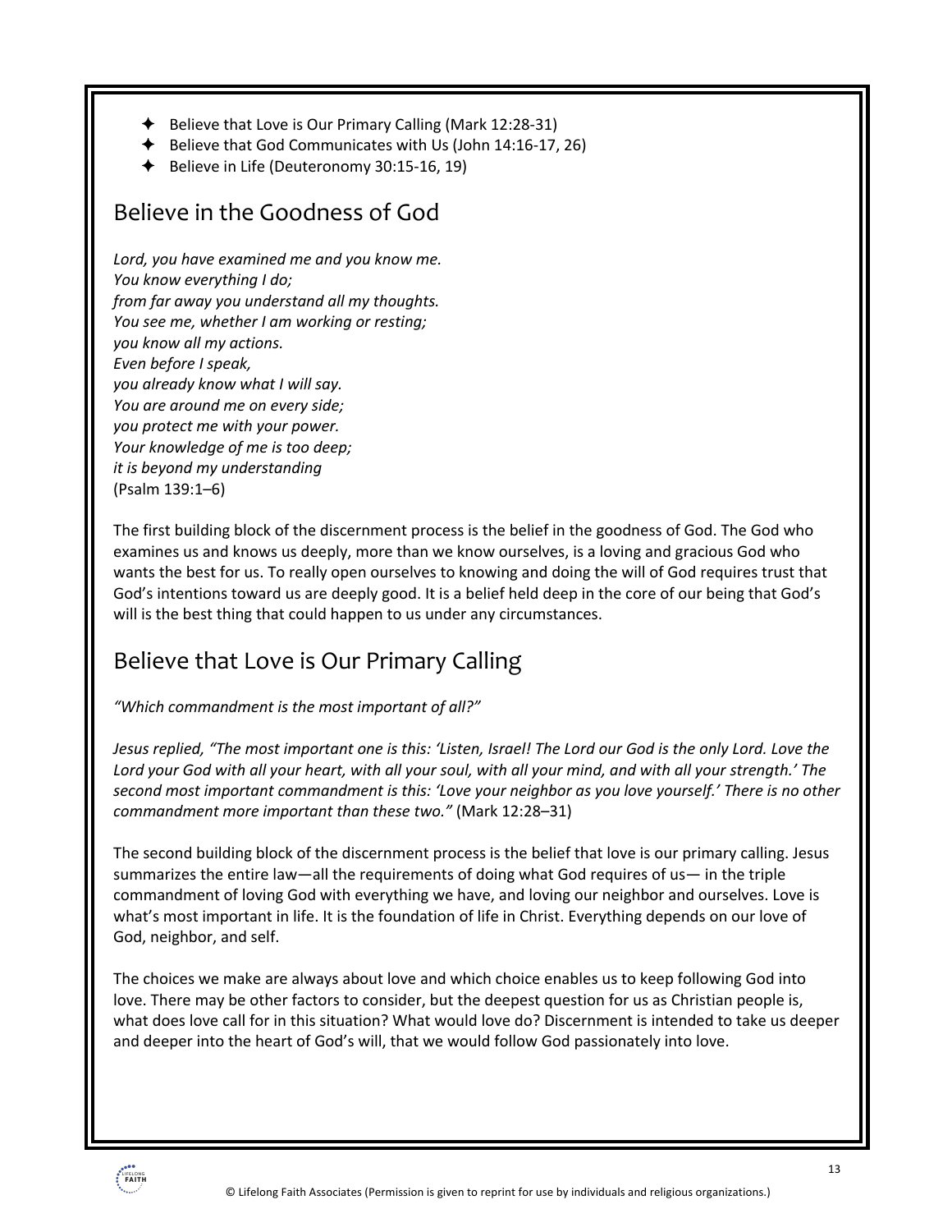- ✦ Believe that Love is Our Primary Calling (Mark 12:28-31)
- ✦ Believe that God Communicates with Us (John 14:16-17, 26)
- ✦ Believe in Life (Deuteronomy 30:15-16, 19)

## Believe in the Goodness of God

*Lord, you have examined me and you know me.*
*You know everything I do;*
*from far away you understand all my thoughts.*
*You see me, whether I am working or resting;*
*you know all my actions.*
*Even before I speak,*
*you already know what I will say.*
*You are around me on every side;*
*you protect me with your power.*
*Your knowledge of me is too deep;*
*it is beyond my understanding*
(Psalm 139:1–6)

The first building block of the discernment process is the belief in the goodness of God. The God who examines us and knows us deeply, more than we know ourselves, is a loving and gracious God who wants the best for us. To really open ourselves to knowing and doing the will of God requires trust that God's intentions toward us are deeply good. It is a belief held deep in the core of our being that God's will is the best thing that could happen to us under any circumstances.

## Believe that Love is Our Primary Calling

*"Which commandment is the most important of all?"*

*Jesus replied, "The most important one is this: 'Listen, Israel! The Lord our God is the only Lord. Love the Lord your God with all your heart, with all your soul, with all your mind, and with all your strength.' The second most important commandment is this: 'Love your neighbor as you love yourself.' There is no other commandment more important than these two."* (Mark 12:28–31)

The second building block of the discernment process is the belief that love is our primary calling. Jesus summarizes the entire law—all the requirements of doing what God requires of us— in the triple commandment of loving God with everything we have, and loving our neighbor and ourselves. Love is what's most important in life. It is the foundation of life in Christ. Everything depends on our love of God, neighbor, and self.

The choices we make are always about love and which choice enables us to keep following God into love. There may be other factors to consider, but the deepest question for us as Christian people is, what does love call for in this situation? What would love do? Discernment is intended to take us deeper and deeper into the heart of God's will, that we would follow God passionately into love.

© Lifelong Faith Associates (Permission is given to reprint for use by individuals and religious organizations.)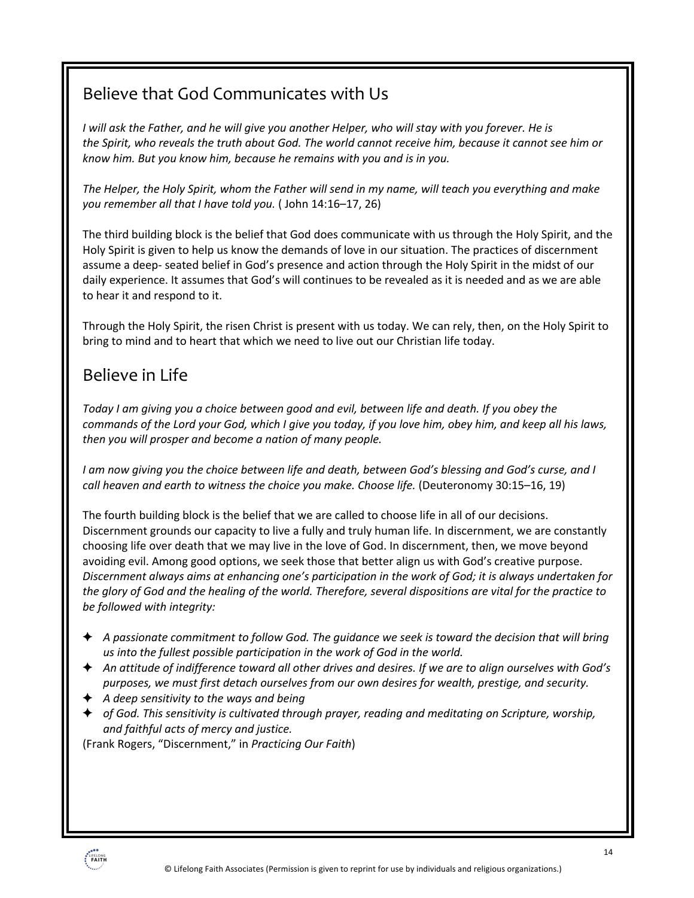## Believe that God Communicates with Us

*I will ask the Father, and he will give you another Helper, who will stay with you forever. He is the Spirit, who reveals the truth about God. The world cannot receive him, because it cannot see him or know him. But you know him, because he remains with you and is in you.*

*The Helper, the Holy Spirit, whom the Father will send in my name, will teach you everything and make you remember all that I have told you.* ( John 14:16–17, 26)

The third building block is the belief that God does communicate with us through the Holy Spirit, and the Holy Spirit is given to help us know the demands of love in our situation. The practices of discernment assume a deep- seated belief in God's presence and action through the Holy Spirit in the midst of our daily experience. It assumes that God's will continues to be revealed as it is needed and as we are able to hear it and respond to it.

Through the Holy Spirit, the risen Christ is present with us today. We can rely, then, on the Holy Spirit to bring to mind and to heart that which we need to live out our Christian life today.

## Believe in Life

*Today I am giving you a choice between good and evil, between life and death. If you obey the commands of the Lord your God, which I give you today, if you love him, obey him, and keep all his laws, then you will prosper and become a nation of many people.*

*I am now giving you the choice between life and death, between God's blessing and God's curse, and I call heaven and earth to witness the choice you make. Choose life.* (Deuteronomy 30:15–16, 19)

The fourth building block is the belief that we are called to choose life in all of our decisions. Discernment grounds our capacity to live a fully and truly human life. In discernment, we are constantly choosing life over death that we may live in the love of God. In discernment, then, we move beyond avoiding evil. Among good options, we seek those that better align us with God's creative purpose. *Discernment always aims at enhancing one's participation in the work of God; it is always undertaken for the glory of God and the healing of the world. Therefore, several dispositions are vital for the practice to be followed with integrity:*

- *A passionate commitment to follow God. The guidance we seek is toward the decision that will bring us into the fullest possible participation in the work of God in the world.*
- *An attitude of indifference toward all other drives and desires. If we are to align ourselves with God's purposes, we must first detach ourselves from our own desires for wealth, prestige, and security.*
- *A deep sensitivity to the ways and being*
- *of God. This sensitivity is cultivated through prayer, reading and meditating on Scripture, worship, and faithful acts of mercy and justice.*

(Frank Rogers, "Discernment," in *Practicing Our Faith*)

© Lifelong Faith Associates (Permission is given to reprint for use by individuals and religious organizations.)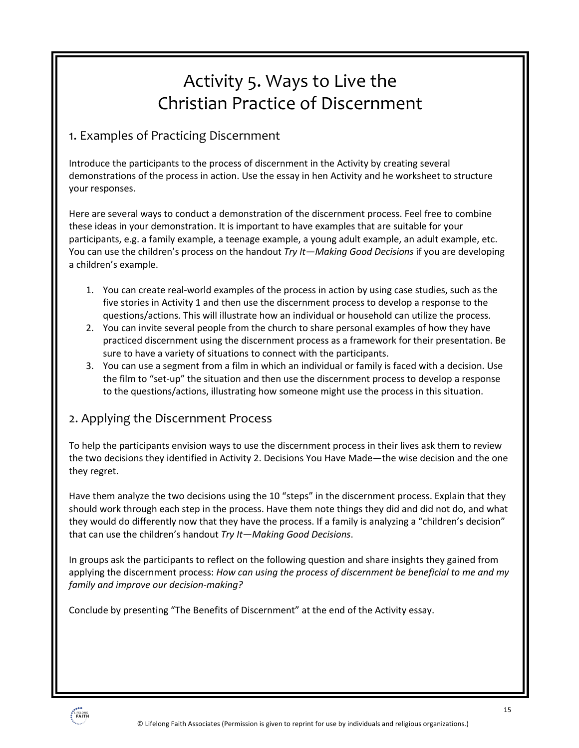# Activity 5. Ways to Live the Christian Practice of Discernment

## 1. Examples of Practicing Discernment

Introduce the participants to the process of discernment in the Activity by creating several demonstrations of the process in action. Use the essay in hen Activity and he worksheet to structure your responses.

Here are several ways to conduct a demonstration of the discernment process. Feel free to combine these ideas in your demonstration. It is important to have examples that are suitable for your participants, e.g. a family example, a teenage example, a young adult example, an adult example, etc. You can use the children's process on the handout *Try It—Making Good Decisions* if you are developing a children's example.

1. You can create real-world examples of the process in action by using case studies, such as the five stories in Activity 1 and then use the discernment process to develop a response to the questions/actions. This will illustrate how an individual or household can utilize the process.
2. You can invite several people from the church to share personal examples of how they have practiced discernment using the discernment process as a framework for their presentation. Be sure to have a variety of situations to connect with the participants.
3. You can use a segment from a film in which an individual or family is faced with a decision. Use the film to "set-up" the situation and then use the discernment process to develop a response to the questions/actions, illustrating how someone might use the process in this situation.

## 2. Applying the Discernment Process

To help the participants envision ways to use the discernment process in their lives ask them to review the two decisions they identified in Activity 2. Decisions You Have Made—the wise decision and the one they regret.

Have them analyze the two decisions using the 10 "steps" in the discernment process. Explain that they should work through each step in the process. Have them note things they did and did not do, and what they would do differently now that they have the process. If a family is analyzing a "children's decision" that can use the children's handout *Try It—Making Good Decisions*.

In groups ask the participants to reflect on the following question and share insights they gained from applying the discernment process: *How can using the process of discernment be beneficial to me and my family and improve our decision-making?*

Conclude by presenting "The Benefits of Discernment" at the end of the Activity essay.

© Lifelong Faith Associates (Permission is given to reprint for use by individuals and religious organizations.)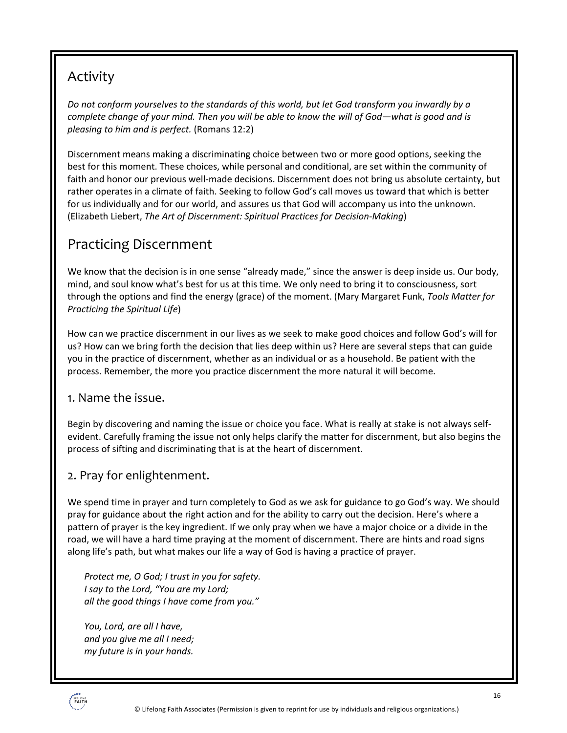## Activity

*Do not conform yourselves to the standards of this world, but let God transform you inwardly by a complete change of your mind. Then you will be able to know the will of God—what is good and is pleasing to him and is perfect.* (Romans 12:2)

Discernment means making a discriminating choice between two or more good options, seeking the best for this moment. These choices, while personal and conditional, are set within the community of faith and honor our previous well-made decisions. Discernment does not bring us absolute certainty, but rather operates in a climate of faith. Seeking to follow God's call moves us toward that which is better for us individually and for our world, and assures us that God will accompany us into the unknown. (Elizabeth Liebert, *The Art of Discernment: Spiritual Practices for Decision-Making*)

## Practicing Discernment

We know that the decision is in one sense "already made," since the answer is deep inside us. Our body, mind, and soul know what's best for us at this time. We only need to bring it to consciousness, sort through the options and find the energy (grace) of the moment. (Mary Margaret Funk, *Tools Matter for Practicing the Spiritual Life*)

How can we practice discernment in our lives as we seek to make good choices and follow God's will for us? How can we bring forth the decision that lies deep within us? Here are several steps that can guide you in the practice of discernment, whether as an individual or as a household. Be patient with the process. Remember, the more you practice discernment the more natural it will become.

### 1. Name the issue.

Begin by discovering and naming the issue or choice you face. What is really at stake is not always self-evident. Carefully framing the issue not only helps clarify the matter for discernment, but also begins the process of sifting and discriminating that is at the heart of discernment.

### 2. Pray for enlightenment.

We spend time in prayer and turn completely to God as we ask for guidance to go God's way. We should pray for guidance about the right action and for the ability to carry out the decision. Here's where a pattern of prayer is the key ingredient. If we only pray when we have a major choice or a divide in the road, we will have a hard time praying at the moment of discernment. There are hints and road signs along life's path, but what makes our life a way of God is having a practice of prayer.

*Protect me, O God; I trust in you for safety.*  
*I say to the Lord, "You are my Lord;*  
*all the good things I have come from you."*

*You, Lord, are all I have,*  
*and you give me all I need;*  
*my future is in your hands.*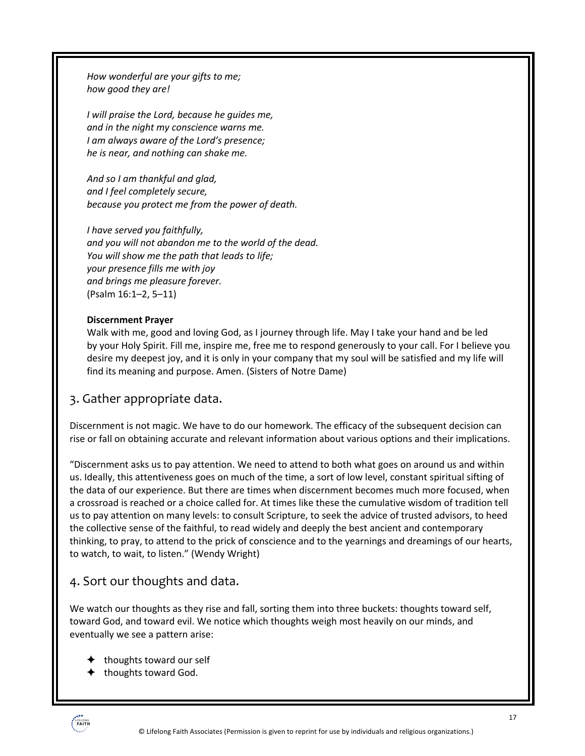*How wonderful are your gifts to me;*
*how good they are!*

*I will praise the Lord, because he guides me,*
*and in the night my conscience warns me.*
*I am always aware of the Lord's presence;*
*he is near, and nothing can shake me.*

*And so I am thankful and glad,*
*and I feel completely secure,*
*because you protect me from the power of death.*

*I have served you faithfully,*
*and you will not abandon me to the world of the dead.*
*You will show me the path that leads to life;*
*your presence fills me with joy*
*and brings me pleasure forever.*
(Psalm 16:1–2, 5–11)

**Discernment Prayer**

Walk with me, good and loving God, as I journey through life. May I take your hand and be led by your Holy Spirit. Fill me, inspire me, free me to respond generously to your call. For I believe you desire my deepest joy, and it is only in your company that my soul will be satisfied and my life will find its meaning and purpose. Amen. (Sisters of Notre Dame)

## 3. Gather appropriate data.

Discernment is not magic. We have to do our homework. The efficacy of the subsequent decision can rise or fall on obtaining accurate and relevant information about various options and their implications.

"Discernment asks us to pay attention. We need to attend to both what goes on around us and within us. Ideally, this attentiveness goes on much of the time, a sort of low level, constant spiritual sifting of the data of our experience. But there are times when discernment becomes much more focused, when a crossroad is reached or a choice called for. At times like these the cumulative wisdom of tradition tell us to pay attention on many levels: to consult Scripture, to seek the advice of trusted advisors, to heed the collective sense of the faithful, to read widely and deeply the best ancient and contemporary thinking, to pray, to attend to the prick of conscience and to the yearnings and dreamings of our hearts, to watch, to wait, to listen." (Wendy Wright)

## 4. Sort our thoughts and data.

We watch our thoughts as they rise and fall, sorting them into three buckets: thoughts toward self, toward God, and toward evil. We notice which thoughts weigh most heavily on our minds, and eventually we see a pattern arise:

- thoughts toward our self
- thoughts toward God.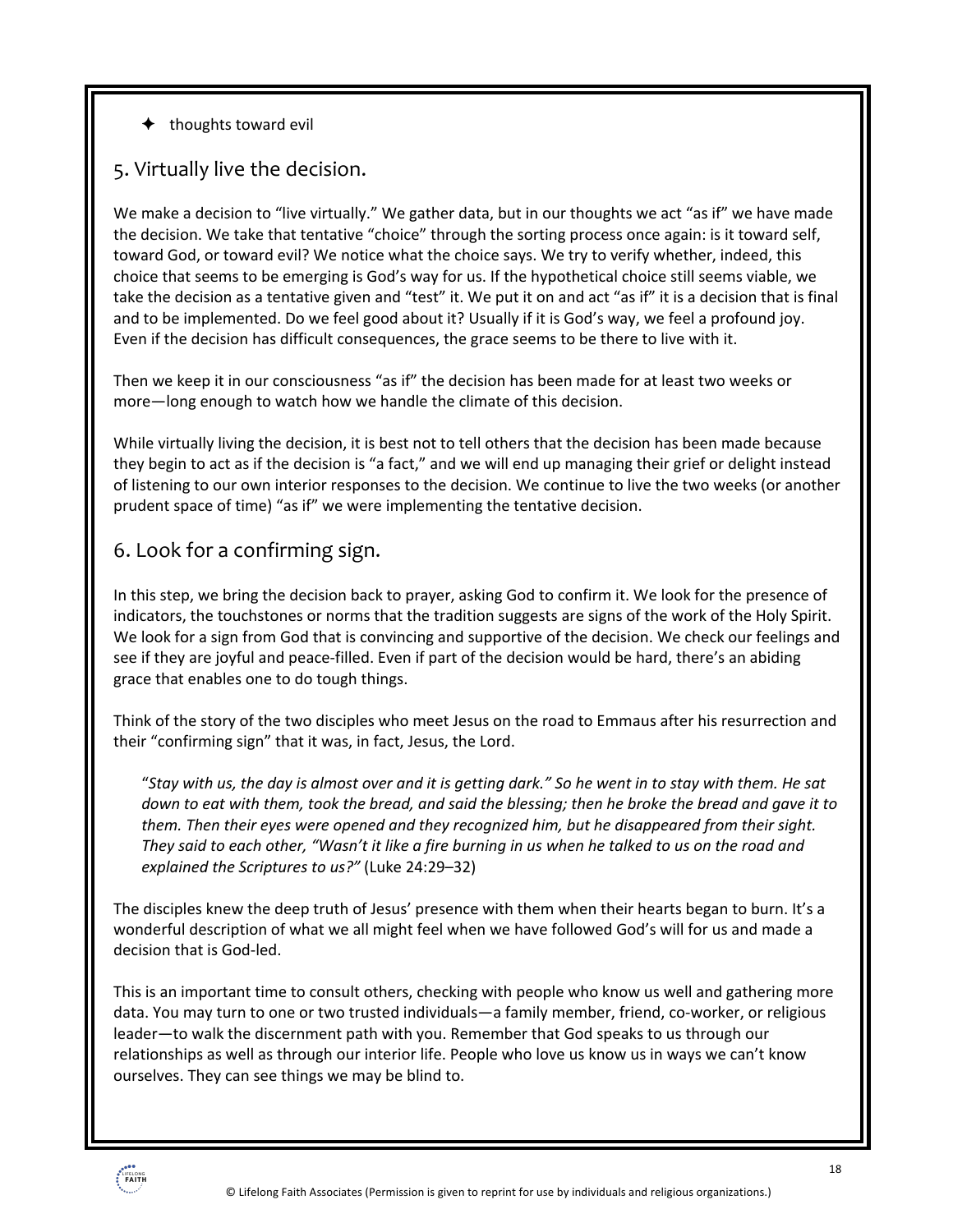- thoughts toward evil

## 5. Virtually live the decision.

We make a decision to "live virtually." We gather data, but in our thoughts we act "as if" we have made the decision. We take that tentative "choice" through the sorting process once again: is it toward self, toward God, or toward evil? We notice what the choice says. We try to verify whether, indeed, this choice that seems to be emerging is God's way for us. If the hypothetical choice still seems viable, we take the decision as a tentative given and "test" it. We put it on and act "as if" it is a decision that is final and to be implemented. Do we feel good about it? Usually if it is God's way, we feel a profound joy. Even if the decision has difficult consequences, the grace seems to be there to live with it.

Then we keep it in our consciousness "as if" the decision has been made for at least two weeks or more—long enough to watch how we handle the climate of this decision.

While virtually living the decision, it is best not to tell others that the decision has been made because they begin to act as if the decision is "a fact," and we will end up managing their grief or delight instead of listening to our own interior responses to the decision. We continue to live the two weeks (or another prudent space of time) "as if" we were implementing the tentative decision.

## 6. Look for a confirming sign.

In this step, we bring the decision back to prayer, asking God to confirm it. We look for the presence of indicators, the touchstones or norms that the tradition suggests are signs of the work of the Holy Spirit. We look for a sign from God that is convincing and supportive of the decision. We check our feelings and see if they are joyful and peace-filled. Even if part of the decision would be hard, there's an abiding grace that enables one to do tough things.

Think of the story of the two disciples who meet Jesus on the road to Emmaus after his resurrection and their "confirming sign" that it was, in fact, Jesus, the Lord.

> "*Stay with us, the day is almost over and it is getting dark." So he went in to stay with them. He sat down to eat with them, took the bread, and said the blessing; then he broke the bread and gave it to them. Then their eyes were opened and they recognized him, but he disappeared from their sight. They said to each other, "Wasn't it like a fire burning in us when he talked to us on the road and explained the Scriptures to us?"* (Luke 24:29–32)

The disciples knew the deep truth of Jesus' presence with them when their hearts began to burn. It's a wonderful description of what we all might feel when we have followed God's will for us and made a decision that is God-led.

This is an important time to consult others, checking with people who know us well and gathering more data. You may turn to one or two trusted individuals—a family member, friend, co-worker, or religious leader—to walk the discernment path with you. Remember that God speaks to us through our relationships as well as through our interior life. People who love us know us in ways we can't know ourselves. They can see things we may be blind to.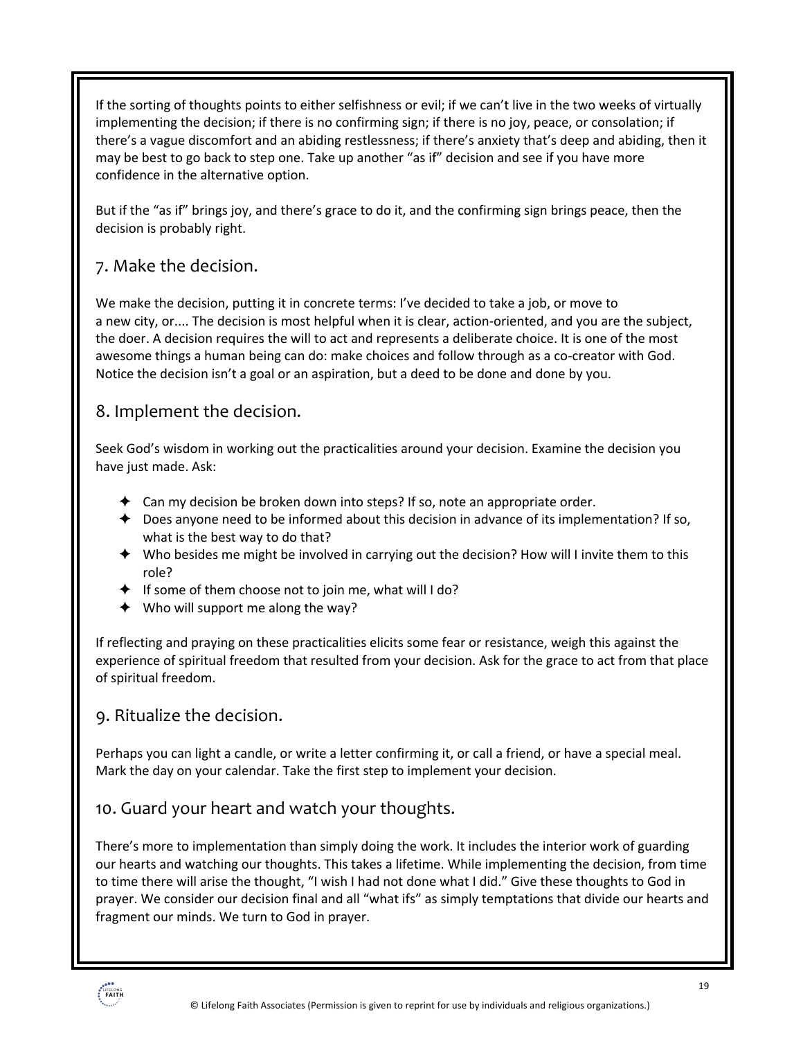If the sorting of thoughts points to either selfishness or evil; if we can't live in the two weeks of virtually implementing the decision; if there is no confirming sign; if there is no joy, peace, or consolation; if there's a vague discomfort and an abiding restlessness; if there's anxiety that's deep and abiding, then it may be best to go back to step one. Take up another "as if" decision and see if you have more confidence in the alternative option.

But if the "as if" brings joy, and there's grace to do it, and the confirming sign brings peace, then the decision is probably right.

## 7. Make the decision.

We make the decision, putting it in concrete terms: I've decided to take a job, or move to a new city, or.... The decision is most helpful when it is clear, action-oriented, and you are the subject, the doer. A decision requires the will to act and represents a deliberate choice. It is one of the most awesome things a human being can do: make choices and follow through as a co-creator with God. Notice the decision isn't a goal or an aspiration, but a deed to be done and done by you.

## 8. Implement the decision.

Seek God's wisdom in working out the practicalities around your decision. Examine the decision you have just made. Ask:

- Can my decision be broken down into steps? If so, note an appropriate order.
- Does anyone need to be informed about this decision in advance of its implementation? If so, what is the best way to do that?
- Who besides me might be involved in carrying out the decision? How will I invite them to this role?
- If some of them choose not to join me, what will I do?
- Who will support me along the way?

If reflecting and praying on these practicalities elicits some fear or resistance, weigh this against the experience of spiritual freedom that resulted from your decision. Ask for the grace to act from that place of spiritual freedom.

## 9. Ritualize the decision.

Perhaps you can light a candle, or write a letter confirming it, or call a friend, or have a special meal. Mark the day on your calendar. Take the first step to implement your decision.

## 10. Guard your heart and watch your thoughts.

There's more to implementation than simply doing the work. It includes the interior work of guarding our hearts and watching our thoughts. This takes a lifetime. While implementing the decision, from time to time there will arise the thought, "I wish I had not done what I did." Give these thoughts to God in prayer. We consider our decision final and all "what ifs" as simply temptations that divide our hearts and fragment our minds. We turn to God in prayer.

© Lifelong Faith Associates (Permission is given to reprint for use by individuals and religious organizations.)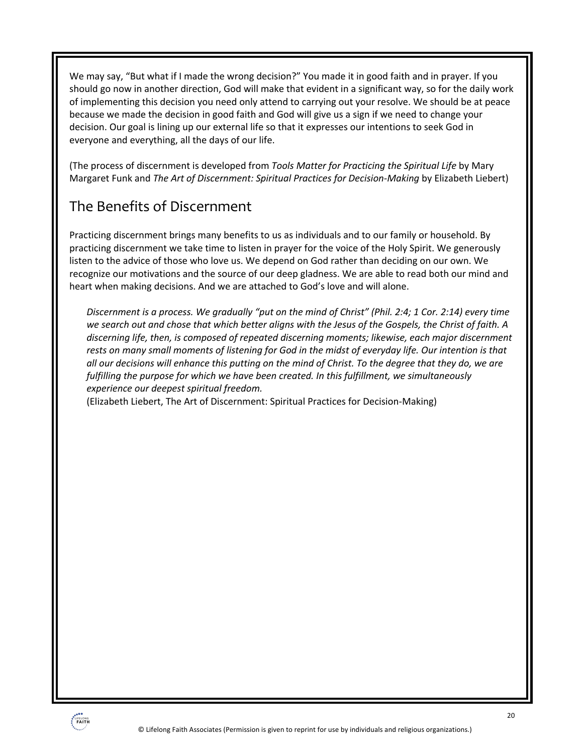We may say, "But what if I made the wrong decision?" You made it in good faith and in prayer. If you should go now in another direction, God will make that evident in a significant way, so for the daily work of implementing this decision you need only attend to carrying out your resolve. We should be at peace because we made the decision in good faith and God will give us a sign if we need to change your decision. Our goal is lining up our external life so that it expresses our intentions to seek God in everyone and everything, all the days of our life.

(The process of discernment is developed from *Tools Matter for Practicing the Spiritual Life* by Mary Margaret Funk and *The Art of Discernment: Spiritual Practices for Decision-Making* by Elizabeth Liebert)

## The Benefits of Discernment

Practicing discernment brings many benefits to us as individuals and to our family or household. By practicing discernment we take time to listen in prayer for the voice of the Holy Spirit. We generously listen to the advice of those who love us. We depend on God rather than deciding on our own. We recognize our motivations and the source of our deep gladness. We are able to read both our mind and heart when making decisions. And we are attached to God's love and will alone.

> *Discernment is a process. We gradually "put on the mind of Christ" (Phil. 2:4; 1 Cor. 2:14) every time we search out and chose that which better aligns with the Jesus of the Gospels, the Christ of faith. A discerning life, then, is composed of repeated discerning moments; likewise, each major discernment rests on many small moments of listening for God in the midst of everyday life. Our intention is that all our decisions will enhance this putting on the mind of Christ. To the degree that they do, we are fulfilling the purpose for which we have been created. In this fulfillment, we simultaneously experience our deepest spiritual freedom.*
> (Elizabeth Liebert, The Art of Discernment: Spiritual Practices for Decision-Making)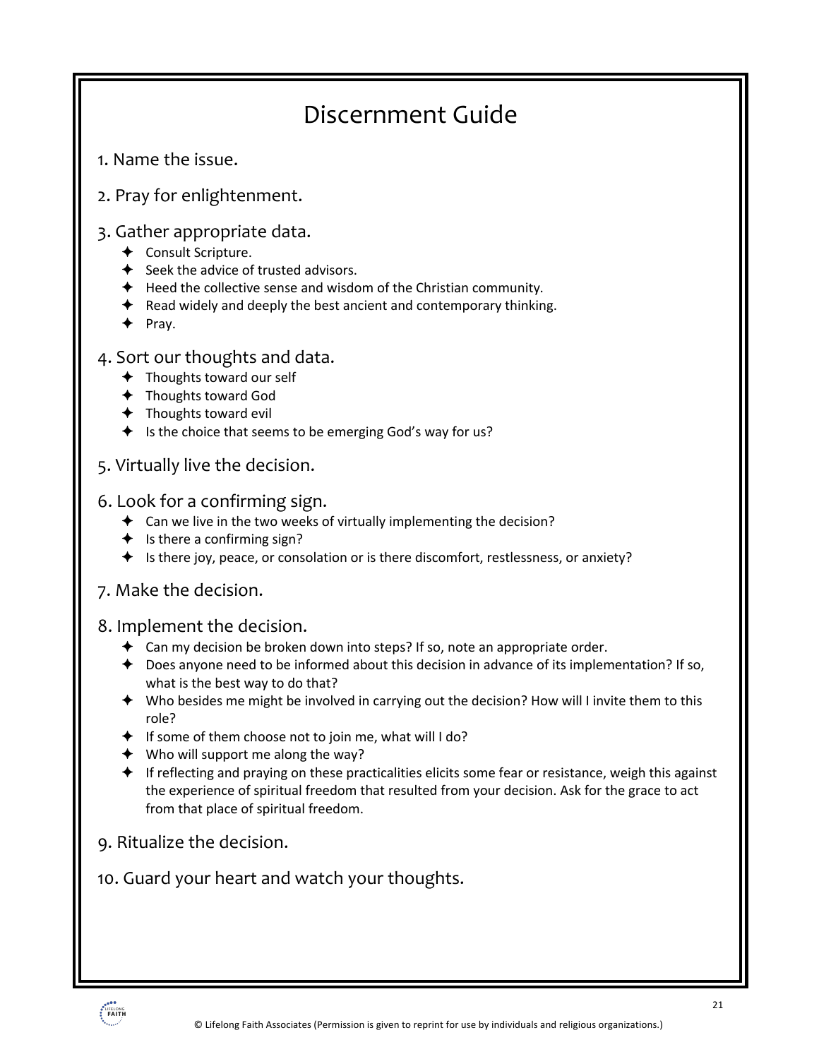# Discernment Guide

1. Name the issue.

2. Pray for enlightenment.

3. Gather appropriate data.
   - Consult Scripture.
   - Seek the advice of trusted advisors.
   - Heed the collective sense and wisdom of the Christian community.
   - Read widely and deeply the best ancient and contemporary thinking.
   - Pray.

4. Sort our thoughts and data.
   - Thoughts toward our self
   - Thoughts toward God
   - Thoughts toward evil
   - Is the choice that seems to be emerging God's way for us?

5. Virtually live the decision.

6. Look for a confirming sign.
   - Can we live in the two weeks of virtually implementing the decision?
   - Is there a confirming sign?
   - Is there joy, peace, or consolation or is there discomfort, restlessness, or anxiety?

7. Make the decision.

8. Implement the decision.
   - Can my decision be broken down into steps? If so, note an appropriate order.
   - Does anyone need to be informed about this decision in advance of its implementation? If so, what is the best way to do that?
   - Who besides me might be involved in carrying out the decision? How will I invite them to this role?
   - If some of them choose not to join me, what will I do?
   - Who will support me along the way?
   - If reflecting and praying on these practicalities elicits some fear or resistance, weigh this against the experience of spiritual freedom that resulted from your decision. Ask for the grace to act from that place of spiritual freedom.

9. Ritualize the decision.

10. Guard your heart and watch your thoughts.

© Lifelong Faith Associates (Permission is given to reprint for use by individuals and religious organizations.)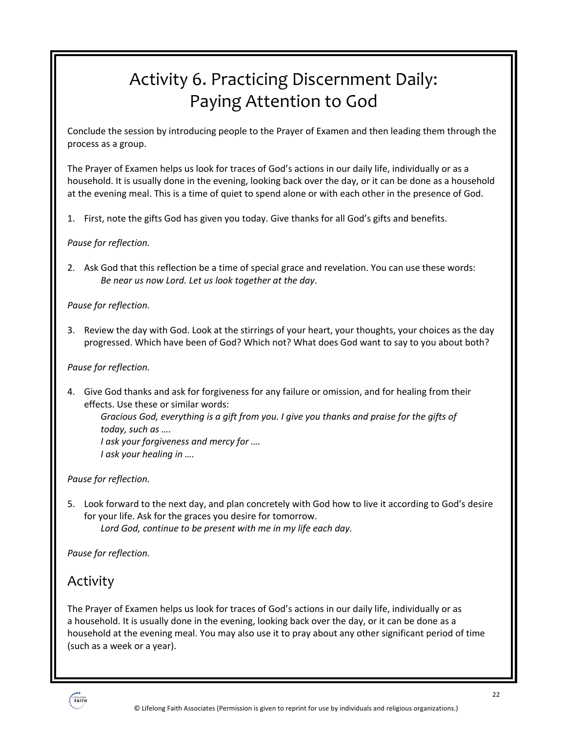# Activity 6. Practicing Discernment Daily: Paying Attention to God

Conclude the session by introducing people to the Prayer of Examen and then leading them through the process as a group.

The Prayer of Examen helps us look for traces of God's actions in our daily life, individually or as a household. It is usually done in the evening, looking back over the day, or it can be done as a household at the evening meal. This is a time of quiet to spend alone or with each other in the presence of God.

1. First, note the gifts God has given you today. Give thanks for all God's gifts and benefits.

*Pause for reflection.*

2. Ask God that this reflection be a time of special grace and revelation. You can use these words:
   *Be near us now Lord. Let us look together at the day*.

*Pause for reflection.*

3. Review the day with God. Look at the stirrings of your heart, your thoughts, your choices as the day progressed. Which have been of God? Which not? What does God want to say to you about both?

*Pause for reflection.*

4. Give God thanks and ask for forgiveness for any failure or omission, and for healing from their effects. Use these or similar words:
   *Gracious God, everything is a gift from you. I give you thanks and praise for the gifts of today, such as ….*
   *I ask your forgiveness and mercy for ….*
   *I ask your healing in ….*

*Pause for reflection.*

5. Look forward to the next day, and plan concretely with God how to live it according to God's desire for your life. Ask for the graces you desire for tomorrow.
   *Lord God, continue to be present with me in my life each day.*

*Pause for reflection.*

## Activity

The Prayer of Examen helps us look for traces of God's actions in our daily life, individually or as a household. It is usually done in the evening, looking back over the day, or it can be done as a household at the evening meal. You may also use it to pray about any other significant period of time (such as a week or a year).

© Lifelong Faith Associates (Permission is given to reprint for use by individuals and religious organizations.)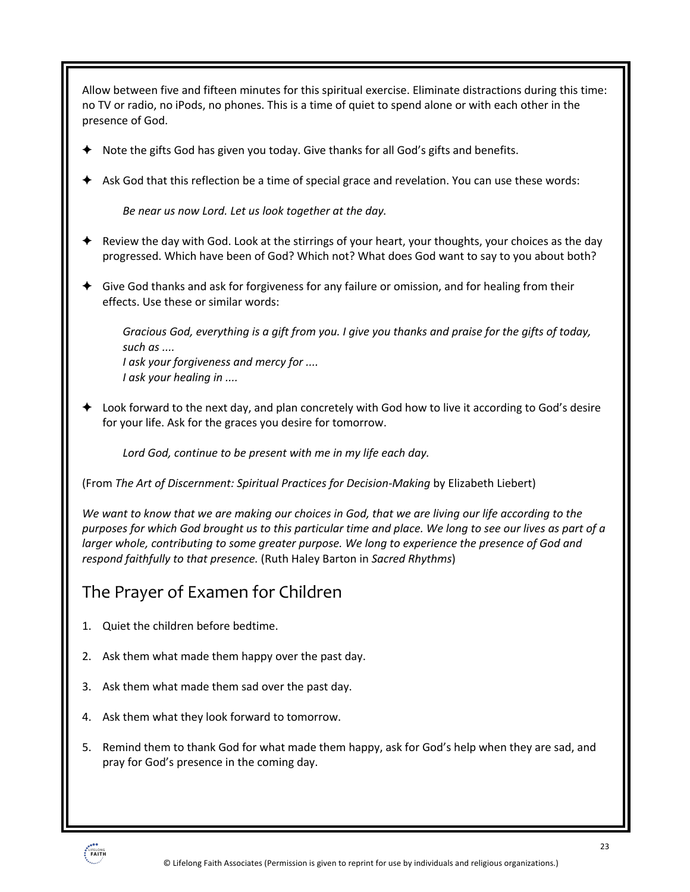Allow between five and fifteen minutes for this spiritual exercise. Eliminate distractions during this time: no TV or radio, no iPods, no phones. This is a time of quiet to spend alone or with each other in the presence of God.

- Note the gifts God has given you today. Give thanks for all God's gifts and benefits.

- Ask God that this reflection be a time of special grace and revelation. You can use these words:

  *Be near us now Lord. Let us look together at the day.*

- Review the day with God. Look at the stirrings of your heart, your thoughts, your choices as the day progressed. Which have been of God? Which not? What does God want to say to you about both?

- Give God thanks and ask for forgiveness for any failure or omission, and for healing from their effects. Use these or similar words:

  *Gracious God, everything is a gift from you. I give you thanks and praise for the gifts of today, such as ....*
  *I ask your forgiveness and mercy for ....*
  *I ask your healing in ....*

- Look forward to the next day, and plan concretely with God how to live it according to God's desire for your life. Ask for the graces you desire for tomorrow.

  *Lord God, continue to be present with me in my life each day.*

(From *The Art of Discernment: Spiritual Practices for Decision-Making* by Elizabeth Liebert)

*We want to know that we are making our choices in God, that we are living our life according to the purposes for which God brought us to this particular time and place. We long to see our lives as part of a larger whole, contributing to some greater purpose. We long to experience the presence of God and respond faithfully to that presence.* (Ruth Haley Barton in *Sacred Rhythms*)

## The Prayer of Examen for Children

1. Quiet the children before bedtime.

2. Ask them what made them happy over the past day.

3. Ask them what made them sad over the past day.

4. Ask them what they look forward to tomorrow.

5. Remind them to thank God for what made them happy, ask for God's help when they are sad, and pray for God's presence in the coming day.

© Lifelong Faith Associates (Permission is given to reprint for use by individuals and religious organizations.)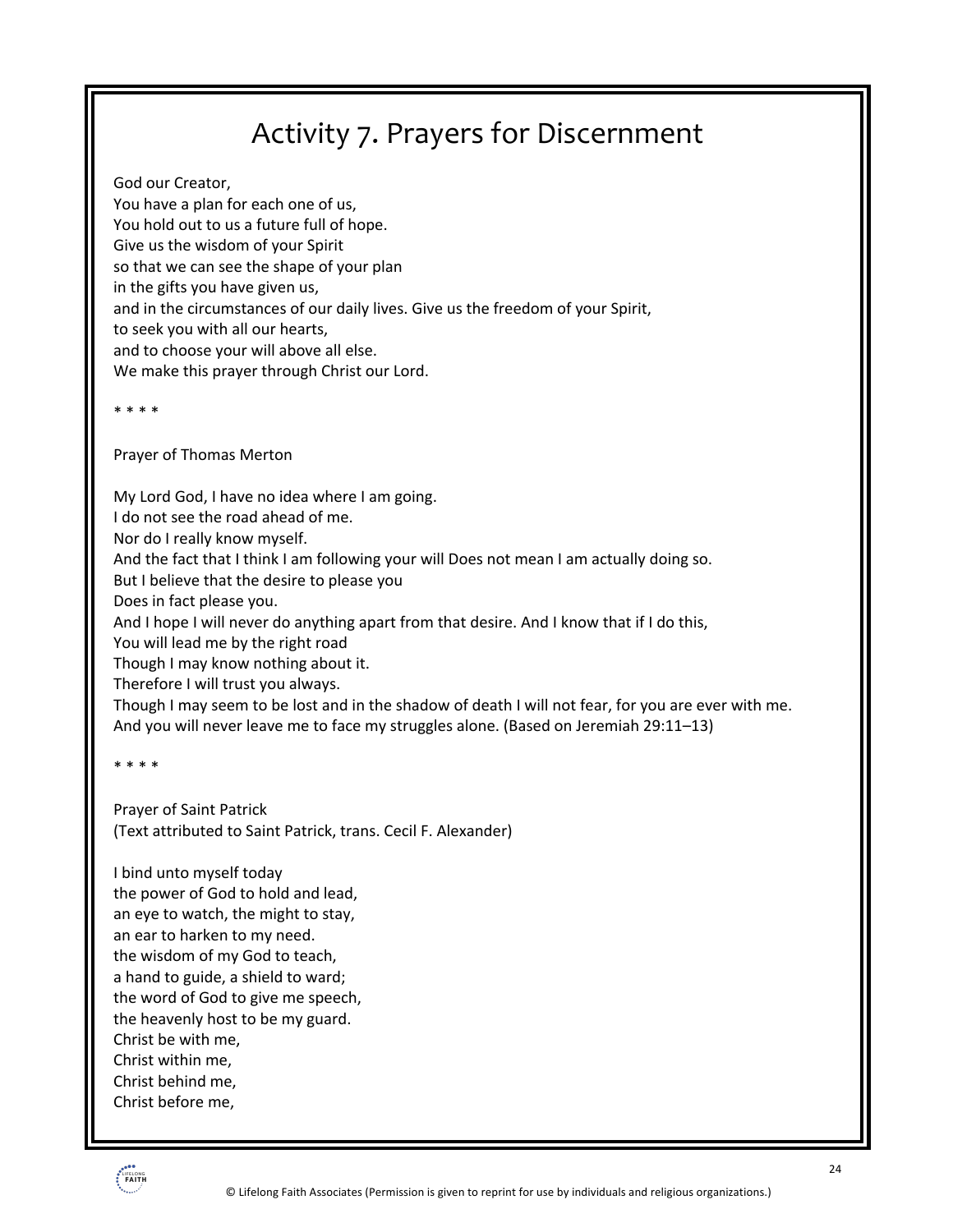# Activity 7. Prayers for Discernment

God our Creator,  
You have a plan for each one of us,  
You hold out to us a future full of hope.  
Give us the wisdom of your Spirit  
so that we can see the shape of your plan  
in the gifts you have given us,  
and in the circumstances of our daily lives. Give us the freedom of your Spirit,  
to seek you with all our hearts,  
and to choose your will above all else.  
We make this prayer through Christ our Lord.

\* \* \* \*

Prayer of Thomas Merton

My Lord God, I have no idea where I am going.  
I do not see the road ahead of me.  
Nor do I really know myself.  
And the fact that I think I am following your will Does not mean I am actually doing so.  
But I believe that the desire to please you  
Does in fact please you.  
And I hope I will never do anything apart from that desire. And I know that if I do this,  
You will lead me by the right road  
Though I may know nothing about it.  
Therefore I will trust you always.  
Though I may seem to be lost and in the shadow of death I will not fear, for you are ever with me.  
And you will never leave me to face my struggles alone. (Based on Jeremiah 29:11–13)

\* \* \* \*

Prayer of Saint Patrick  
(Text attributed to Saint Patrick, trans. Cecil F. Alexander)

I bind unto myself today  
the power of God to hold and lead,  
an eye to watch, the might to stay,  
an ear to harken to my need.  
the wisdom of my God to teach,  
a hand to guide, a shield to ward;  
the word of God to give me speech,  
the heavenly host to be my guard.  
Christ be with me,  
Christ within me,  
Christ behind me,  
Christ before me,

© Lifelong Faith Associates (Permission is given to reprint for use by individuals and religious organizations.)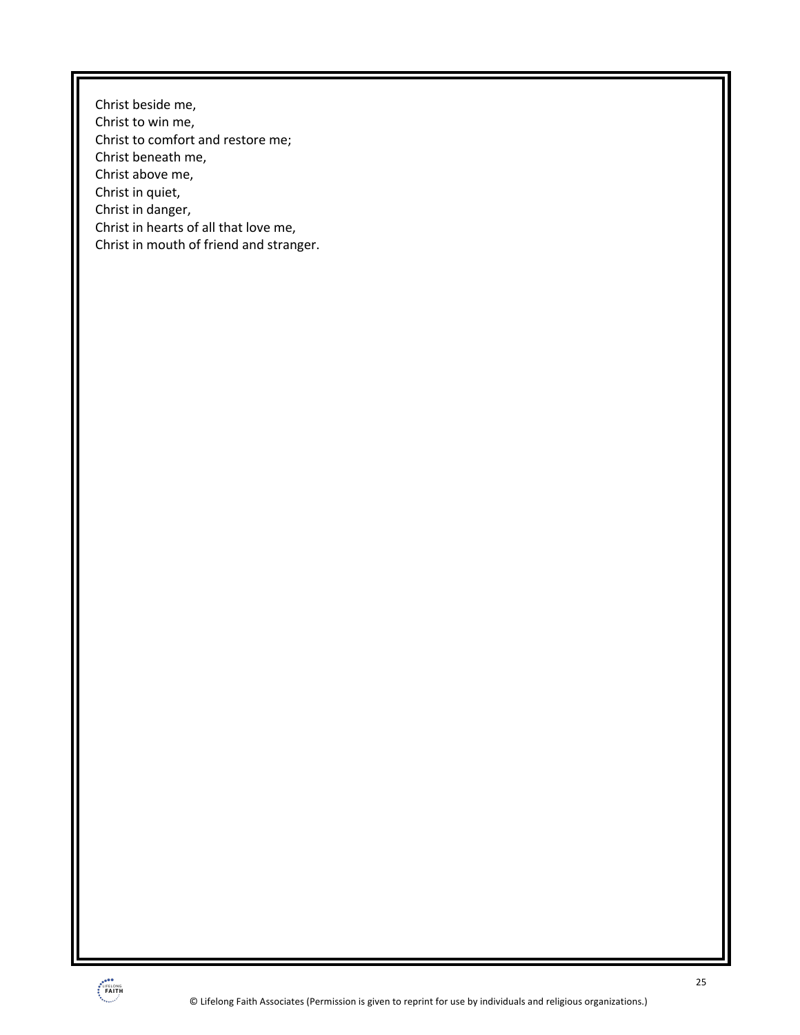Christ beside me,  
Christ to win me,  
Christ to comfort and restore me;  
Christ beneath me,  
Christ above me,  
Christ in quiet,  
Christ in danger,  
Christ in hearts of all that love me,  
Christ in mouth of friend and stranger.

© Lifelong Faith Associates (Permission is given to reprint for use by individuals and religious organizations.)